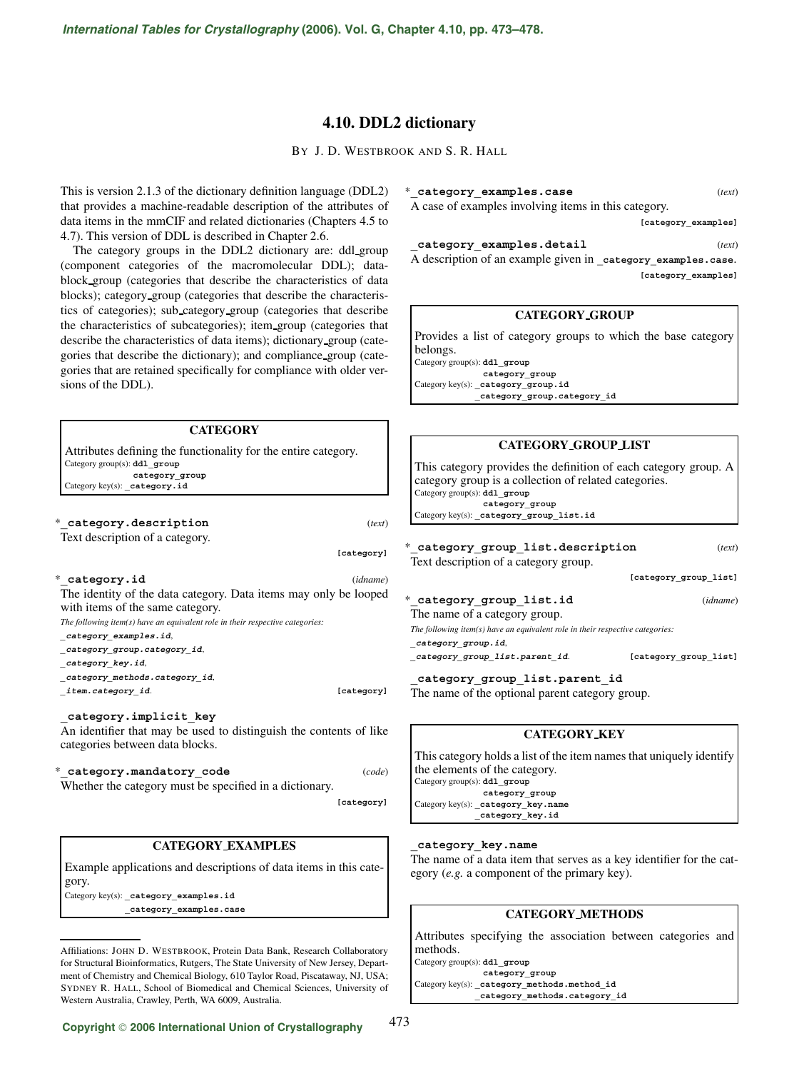# 4.10. DDL2 dictionary

BY J. D. WESTBROOK AND S. R. HALL

This is version 2.1.3 of the dictionary definition language (DDL2) that provides a machine-readable description of the attributes of data items in the mmCIF and related dictionaries (Chapters 4.5 to 4.7). This version of DDL is described in Chapter 2.6.

The category groups in the DDL2 dictionary are: ddl_group (component categories of the macromolecular DDL); datablock_group (categories that describe the characteristics of data blocks); category_group (categories that describe the characteristics of categories); sub_category_group (categories that describe the characteristics of subcategories); item_group (categories that describe the characteristics of data items); dictionary_group (categories that describe the dictionary); and compliance_group (categories that are retained specifically for compliance with older versions of the DDL).

### CATEGORY

Attributes defining the functionality for the entire category.
Category group(s): **ddl_group**
**category_group**
Category key(s): **_category.id**

*_**category.description** (*text*)
Text description of a category.
**[category]**

*_**category.id** (*idname*)
The identity of the data category. Data items may only be looped with items of the same category.
*The following item(s) have an equivalent role in their respective categories:*
***_category_examples.id***,
***_category_group.category_id***,
***_category_key.id***,
***_category_methods.category_id***,
***_item.category_id***. **[category]**

**_category.implicit_key**
An identifier that may be used to distinguish the contents of like categories between data blocks.

*_**category.mandatory_code** (*code*)
Whether the category must be specified in a dictionary.
**[category]**

### CATEGORY_EXAMPLES

Example applications and descriptions of data items in this category.
Category key(s): **_category_examples.id**
**_category_examples.case**

*_**category_examples.case** (*text*)
A case of examples involving items in this category.
**[category_examples]**

**_category_examples.detail** (*text*)
A description of an example given in **_category_examples.case**.
**[category_examples]**

### CATEGORY_GROUP

Provides a list of category groups to which the base category belongs.
Category group(s): **ddl_group**
**category_group**
Category key(s): **_category_group.id**
**_category_group.category_id**

### CATEGORY_GROUP_LIST

This category provides the definition of each category group. A category group is a collection of related categories.
Category group(s): **ddl_group**
**category_group**
Category key(s): **_category_group_list.id**

*_**category_group_list.description** (*text*)
Text description of a category group.
**[category_group_list]**

*_**category_group_list.id** (*idname*)
The name of a category group.
*The following item(s) have an equivalent role in their respective categories:*
***_category_group.id***,
***_category_group_list.parent_id***. **[category_group_list]**

**_category_group_list.parent_id**
The name of the optional parent category group.

### CATEGORY_KEY

This category holds a list of the item names that uniquely identify the elements of the category.
Category group(s): **ddl_group**
**category_group**
Category key(s): **_category_key.name**
**_category_key.id**

**_category_key.name**
The name of a data item that serves as a key identifier for the category (*e.g.* a component of the primary key).

### CATEGORY_METHODS

Attributes specifying the association between categories and methods.
Category group(s): **ddl_group**
**category_group**
Category key(s): **_category_methods.method_id**
**_category_methods.category_id**

---

Affiliations: JOHN D. WESTBROOK, Protein Data Bank, Research Collaboratory for Structural Bioinformatics, Rutgers, The State University of New Jersey, Department of Chemistry and Chemical Biology, 610 Taylor Road, Piscataway, NJ, USA; SYDNEY R. HALL, School of Biomedical and Chemical Sciences, University of Western Australia, Crawley, Perth, WA 6009, Australia.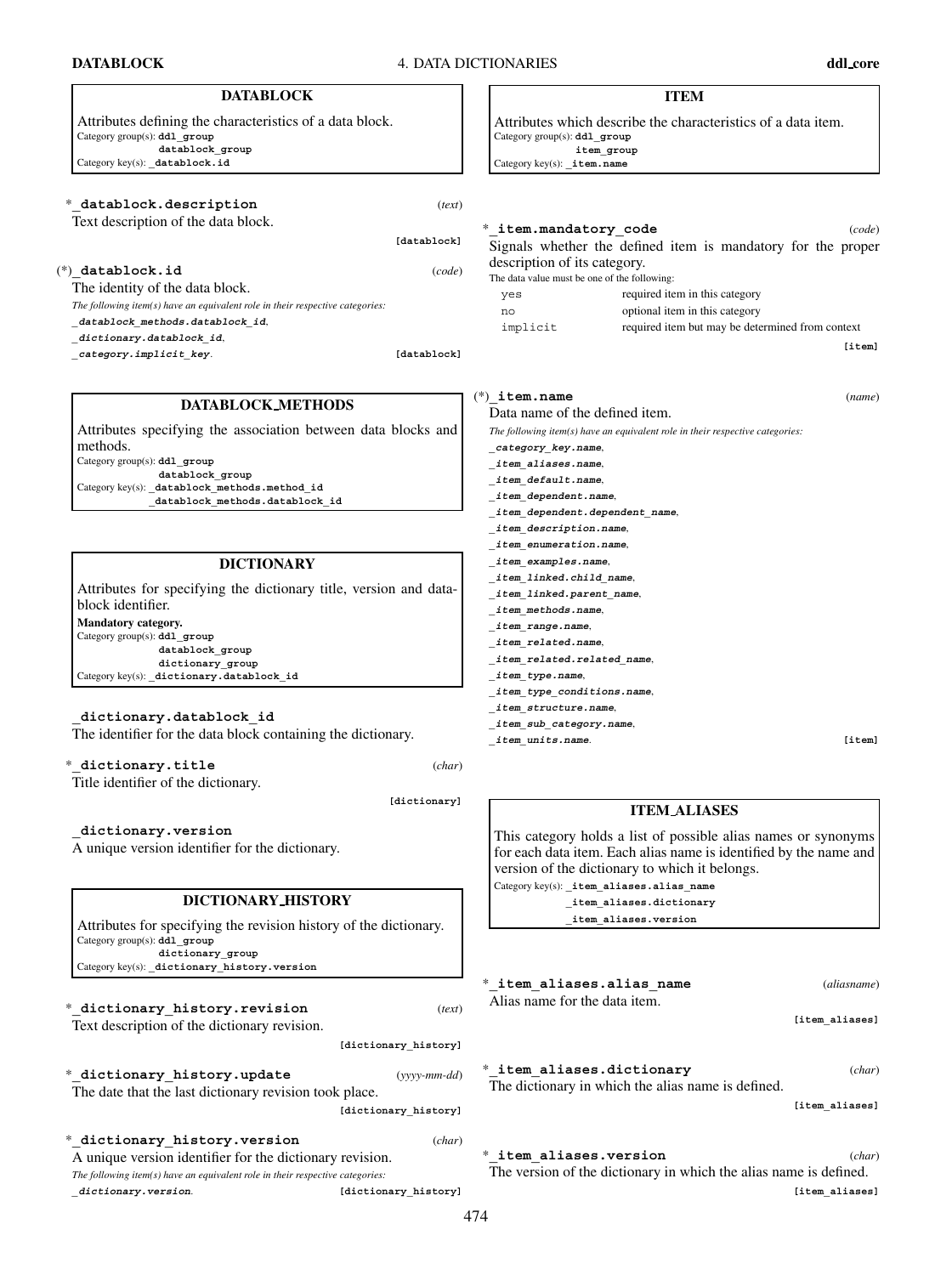## DATABLOCK

Attributes defining the characteristics of a data block.
Category group(s): **ddl_group**
**datablock_group**
Category key(s): **_datablock.id**

*_**datablock.description** (*text*)
Text description of the data block.
**[datablock]**

(*)_**datablock.id** (*code*)
The identity of the data block.
*The following item(s) have an equivalent role in their respective categories:*
***_datablock_methods.datablock_id***,
***_dictionary.datablock_id***,
***_category.implicit_key***. **[datablock]**

## DATABLOCK_METHODS

Attributes specifying the association between data blocks and methods.
Category group(s): **ddl_group**
**datablock_group**
Category key(s): **_datablock_methods.method_id**
**_datablock_methods.datablock_id**

## DICTIONARY

Attributes for specifying the dictionary title, version and data-block identifier.
**Mandatory category.**
Category group(s): **ddl_group**
**datablock_group**
**dictionary_group**
Category key(s): **_dictionary.datablock_id**

**_dictionary.datablock_id**
The identifier for the data block containing the dictionary.

*_**dictionary.title** (*char*)
Title identifier of the dictionary.
**[dictionary]**

**_dictionary.version**
A unique version identifier for the dictionary.

## DICTIONARY_HISTORY

Attributes for specifying the revision history of the dictionary.
Category group(s): **ddl_group**
**dictionary_group**
Category key(s): **_dictionary_history.version**

*_**dictionary_history.revision** (*text*)
Text description of the dictionary revision.
**[dictionary_history]**

*_**dictionary_history.update** (*yyyy-mm-dd*)
The date that the last dictionary revision took place.
**[dictionary_history]**

*_**dictionary_history.version** (*char*)
A unique version identifier for the dictionary revision.
*The following item(s) have an equivalent role in their respective categories:*
***_dictionary.version***. **[dictionary_history]**

## ITEM

Attributes which describe the characteristics of a data item.
Category group(s): **ddl_group**
**item_group**
Category key(s): **_item.name**

*_**item.mandatory_code** (*code*)
Signals whether the defined item is mandatory for the proper description of its category.
The data value must be one of the following:

| | |
|---|---|
| yes | required item in this category |
| no | optional item in this category |
| implicit | required item but may be determined from context |

**[item]**

(*)_**item.name** (*name*)
Data name of the defined item.
*The following item(s) have an equivalent role in their respective categories:*
***_category_key.name***,
***_item_aliases.name***,
***_item_default.name***,
***_item_dependent.name***,
***_item_dependent.dependent_name***,
***_item_description.name***,
***_item_enumeration.name***,
***_item_examples.name***,
***_item_linked.child_name***,
***_item_linked.parent_name***,
***_item_methods.name***,
***_item_range.name***,
***_item_related.name***,
***_item_related.related_name***,
***_item_type.name***,
***_item_type_conditions.name***,
***_item_structure.name***,
***_item_sub_category.name***,
***_item_units.name***. **[item]**

## ITEM_ALIASES

This category holds a list of possible alias names or synonyms for each data item. Each alias name is identified by the name and version of the dictionary to which it belongs.
Category key(s): **_item_aliases.alias_name**
**_item_aliases.dictionary**
**_item_aliases.version**

*_**item_aliases.alias_name** (*aliasname*)
Alias name for the data item.
**[item_aliases]**

*_**item_aliases.dictionary** (*char*)
The dictionary in which the alias name is defined.
**[item_aliases]**

*_**item_aliases.version** (*char*)
The version of the dictionary in which the alias name is defined.
**[item_aliases]**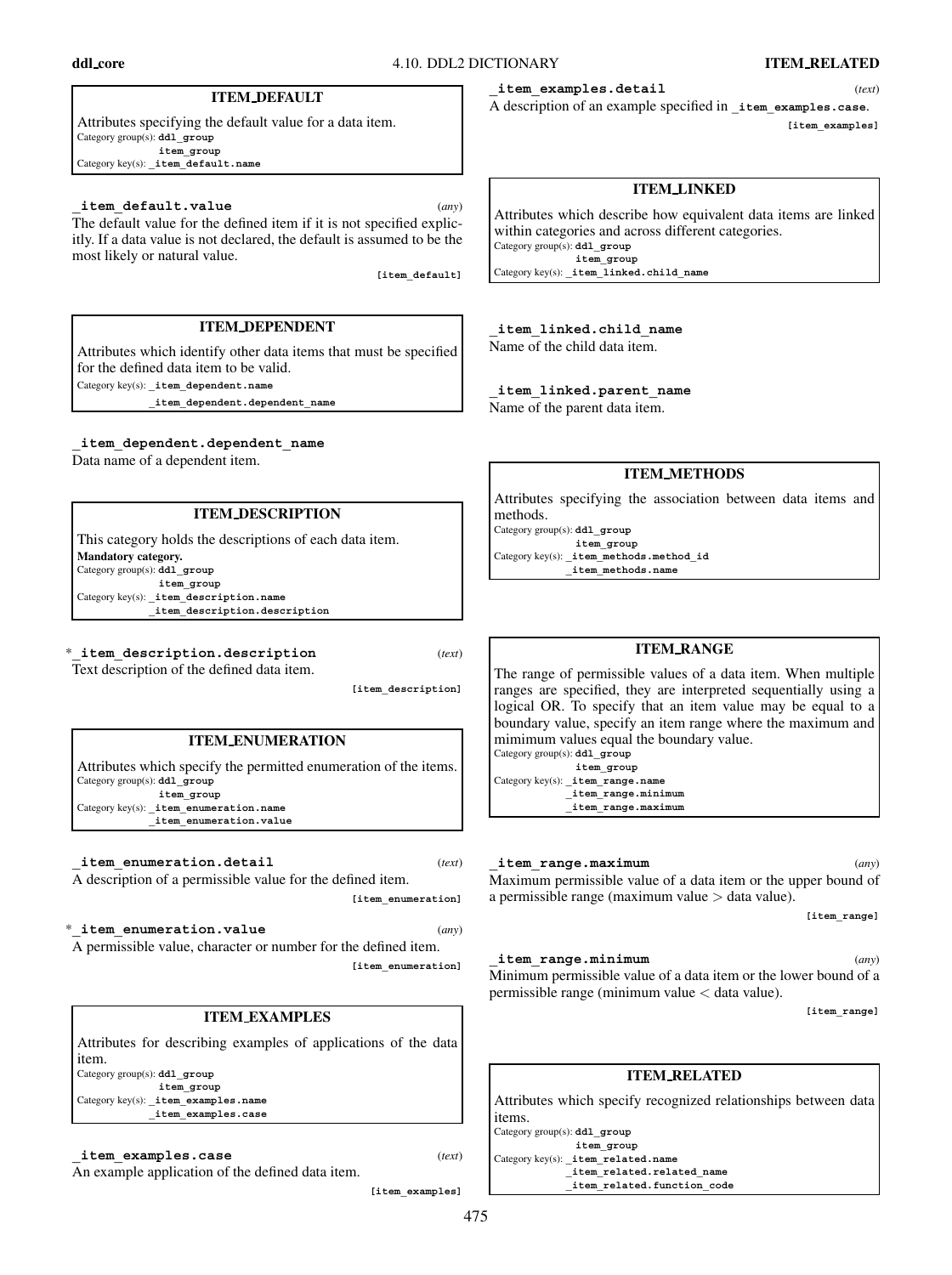### ITEM_DEFAULT

Attributes specifying the default value for a data item.
Category group(s): **ddl_group**
**item_group**
Category key(s): **_item_default.name**

**_item_default.value** (*any*)
The default value for the defined item if it is not specified explicitly. If a data value is not declared, the default is assumed to be the most likely or natural value.
**[item_default]**

### ITEM_DEPENDENT

Attributes which identify other data items that must be specified for the defined data item to be valid.
Category key(s): **_item_dependent.name**
**_item_dependent.dependent_name**

**_item_dependent.dependent_name**
Data name of a dependent item.

### ITEM_DESCRIPTION

This category holds the descriptions of each data item.
**Mandatory category.**
Category group(s): **ddl_group**
**item_group**
Category key(s): **_item_description.name**
**_item_description.description**

*__item_description.description** (*text*)
Text description of the defined data item.
**[item_description]**

### ITEM_ENUMERATION

Attributes which specify the permitted enumeration of the items.
Category group(s): **ddl_group**
**item_group**
Category key(s): **_item_enumeration.name**
**_item_enumeration.value**

**_item_enumeration.detail** (*text*)
A description of a permissible value for the defined item.
**[item_enumeration]**

*__item_enumeration.value** (*any*)
A permissible value, character or number for the defined item.
**[item_enumeration]**

### ITEM_EXAMPLES

Attributes for describing examples of applications of the data item.
Category group(s): **ddl_group**
**item_group**
Category key(s): **_item_examples.name**
**_item_examples.case**

**_item_examples.case** (*text*)
An example application of the defined data item.
**[item_examples]**

**_item_examples.detail** (*text*)
A description of an example specified in **_item_examples.case**.
**[item_examples]**

### ITEM_LINKED

Attributes which describe how equivalent data items are linked within categories and across different categories.
Category group(s): **ddl_group**
**item_group**
Category key(s): **_item_linked.child_name**

**_item_linked.child_name**
Name of the child data item.

**_item_linked.parent_name**
Name of the parent data item.

### ITEM_METHODS

Attributes specifying the association between data items and methods.
Category group(s): **ddl_group**
**item_group**
Category key(s): **_item_methods.method_id**
**_item_methods.name**

### ITEM_RANGE

The range of permissible values of a data item. When multiple ranges are specified, they are interpreted sequentially using a logical OR. To specify that an item value may be equal to a boundary value, specify an item range where the maximum and mimimum values equal the boundary value.
Category group(s): **ddl_group**
**item_group**
Category key(s): **_item_range.name**
**_item_range.minimum**
**_item_range.maximum**

**_item_range.maximum** (*any*)
Maximum permissible value of a data item or the upper bound of a permissible range (maximum value > data value).
**[item_range]**

**_item_range.minimum** (*any*)
Minimum permissible value of a data item or the lower bound of a permissible range (minimum value < data value).
**[item_range]**

### ITEM_RELATED

Attributes which specify recognized relationships between data items.
Category group(s): **ddl_group**
**item_group**
Category key(s): **_item_related.name**
**_item_related.related_name**
**_item_related.function_code**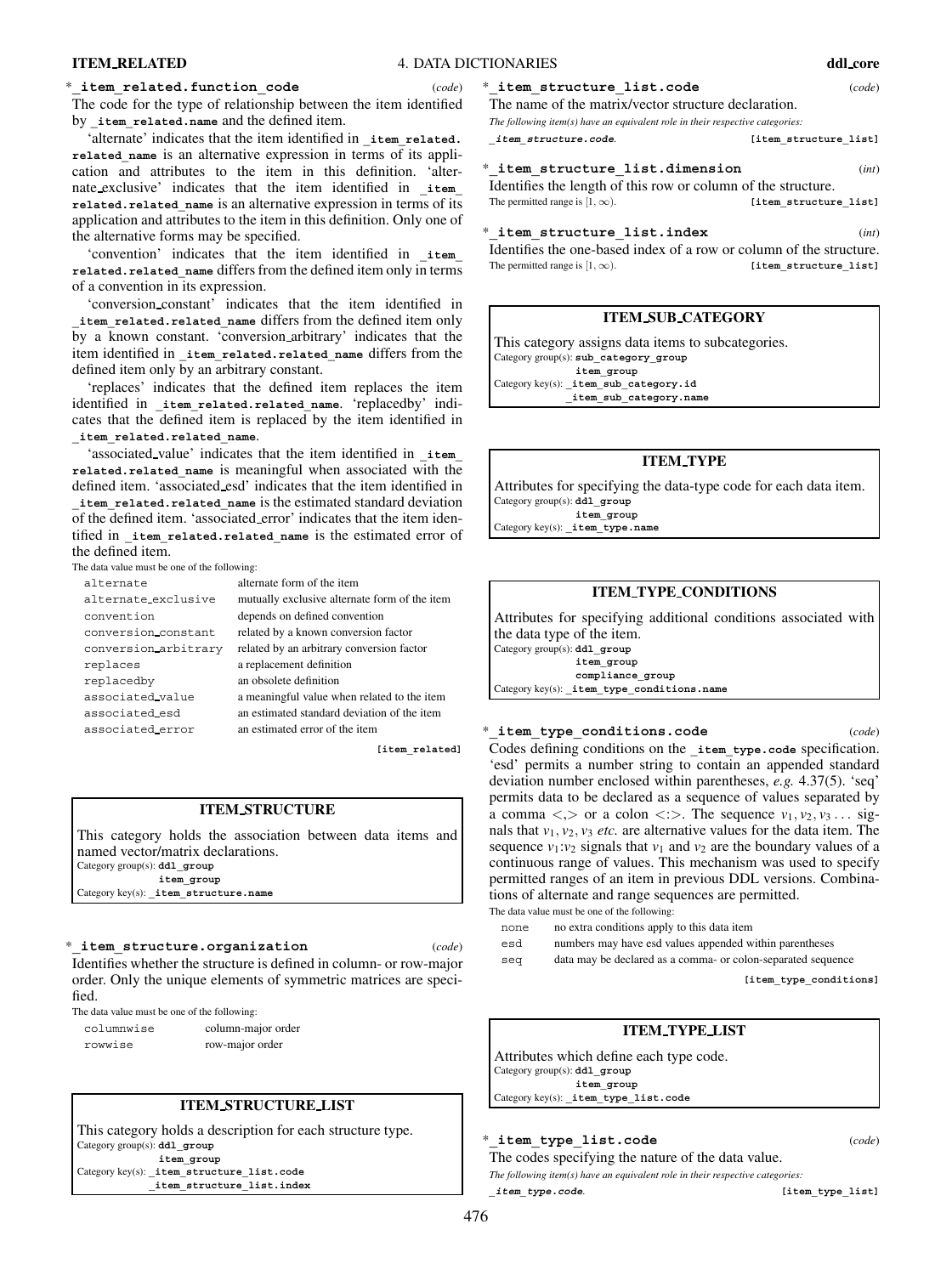**\*_item_related.function_code** (*code*)

The code for the type of relationship between the item identified by **_item_related.name** and the defined item.

'alternate' indicates that the item identified in **_item_related.related_name** is an alternative expression in terms of its application and attributes to the item in this definition. 'alternate_exclusive' indicates that the item identified in **_item_related.related_name** is an alternative expression in terms of its application and attributes to the item in this definition. Only one of the alternative forms may be specified.

'convention' indicates that the item identified in **_item_related.related_name** differs from the defined item only in terms of a convention in its expression.

'conversion_constant' indicates that the item identified in **_item_related.related_name** differs from the defined item only by a known constant. 'conversion_arbitrary' indicates that the item identified in **_item_related.related_name** differs from the defined item only by an arbitrary constant.

'replaces' indicates that the defined item replaces the item identified in **_item_related.related_name**. 'replacedby' indicates that the defined item is replaced by the item identified in **_item_related.related_name**.

'associated_value' indicates that the item identified in **_item_related.related_name** is meaningful when associated with the defined item. 'associated_esd' indicates that the item identified in **_item_related.related_name** is the estimated standard deviation of the defined item. 'associated_error' indicates that the item identified in **_item_related.related_name** is the estimated error of the defined item.

The data value must be one of the following:

| | |
|---|---|
| alternate | alternate form of the item |
| alternate_exclusive | mutually exclusive alternate form of the item |
| convention | depends on defined convention |
| conversion_constant | related by a known conversion factor |
| conversion_arbitrary | related by an arbitrary conversion factor |
| replaces | a replacement definition |
| replacedby | an obsolete definition |
| associated_value | a meaningful value when related to the item |
| associated_esd | an estimated standard deviation of the item |
| associated_error | an estimated error of the item |

[item_related]

## ITEM_STRUCTURE

This category holds the association between data items and named vector/matrix declarations.
Category group(s): **ddl_group**
**item_group**
Category key(s): **_item_structure.name**

**\*_item_structure.organization** (*code*)

Identifies whether the structure is defined in column- or row-major order. Only the unique elements of symmetric matrices are specified.

The data value must be one of the following:

| | |
|---|---|
| columnwise | column-major order |
| rowwise | row-major order |

## ITEM_STRUCTURE_LIST

This category holds a description for each structure type.
Category group(s): **ddl_group**
**item_group**
Category key(s): **_item_structure_list.code**
**_item_structure_list.index**

**\*_item_structure_list.code** (*code*)

The name of the matrix/vector structure declaration.

*The following item(s) have an equivalent role in their respective categories:*
***_item_structure.code***. [item_structure_list]

**\*_item_structure_list.dimension** (*int*)

Identifies the length of this row or column of the structure.
The permitted range is $[1, \infty)$. [item_structure_list]

**\*_item_structure_list.index** (*int*)

Identifies the one-based index of a row or column of the structure.
The permitted range is $[1, \infty)$. [item_structure_list]

## ITEM_SUB_CATEGORY

This category assigns data items to subcategories.
Category group(s): **sub_category_group**
**item_group**
Category key(s): **_item_sub_category.id**
**_item_sub_category.name**

## ITEM_TYPE

Attributes for specifying the data-type code for each data item.
Category group(s): **ddl_group**
**item_group**
Category key(s): **_item_type.name**

## ITEM_TYPE_CONDITIONS

Attributes for specifying additional conditions associated with the data type of the item.
Category group(s): **ddl_group**
**item_group**
**compliance_group**
Category key(s): **_item_type_conditions.name**

**\*_item_type_conditions.code** (*code*)

Codes defining conditions on the **_item_type.code** specification. 'esd' permits a number string to contain an appended standard deviation number enclosed within parentheses, *e.g.* 4.37(5). 'seq' permits data to be declared as a sequence of values separated by a comma <,> or a colon <:>. The sequence $v_1, v_2, v_3 \ldots$ signals that $v_1, v_2, v_3$ *etc.* are alternative values for the data item. The sequence $v_1$:$v_2$ signals that $v_1$ and $v_2$ are the boundary values of a continuous range of values. This mechanism was used to specify permitted ranges of an item in previous DDL versions. Combinations of alternate and range sequences are permitted.

The data value must be one of the following:

| | |
|---|---|
| none | no extra conditions apply to this data item |
| esd | numbers may have esd values appended within parentheses |
| seq | data may be declared as a comma- or colon-separated sequence |

[item_type_conditions]

## ITEM_TYPE_LIST

Attributes which define each type code.
Category group(s): **ddl_group**
**item_group**
Category key(s): **_item_type_list.code**

**\*_item_type_list.code** (*code*)

The codes specifying the nature of the data value.

*The following item(s) have an equivalent role in their respective categories:*
***_item_type.code***. [item_type_list]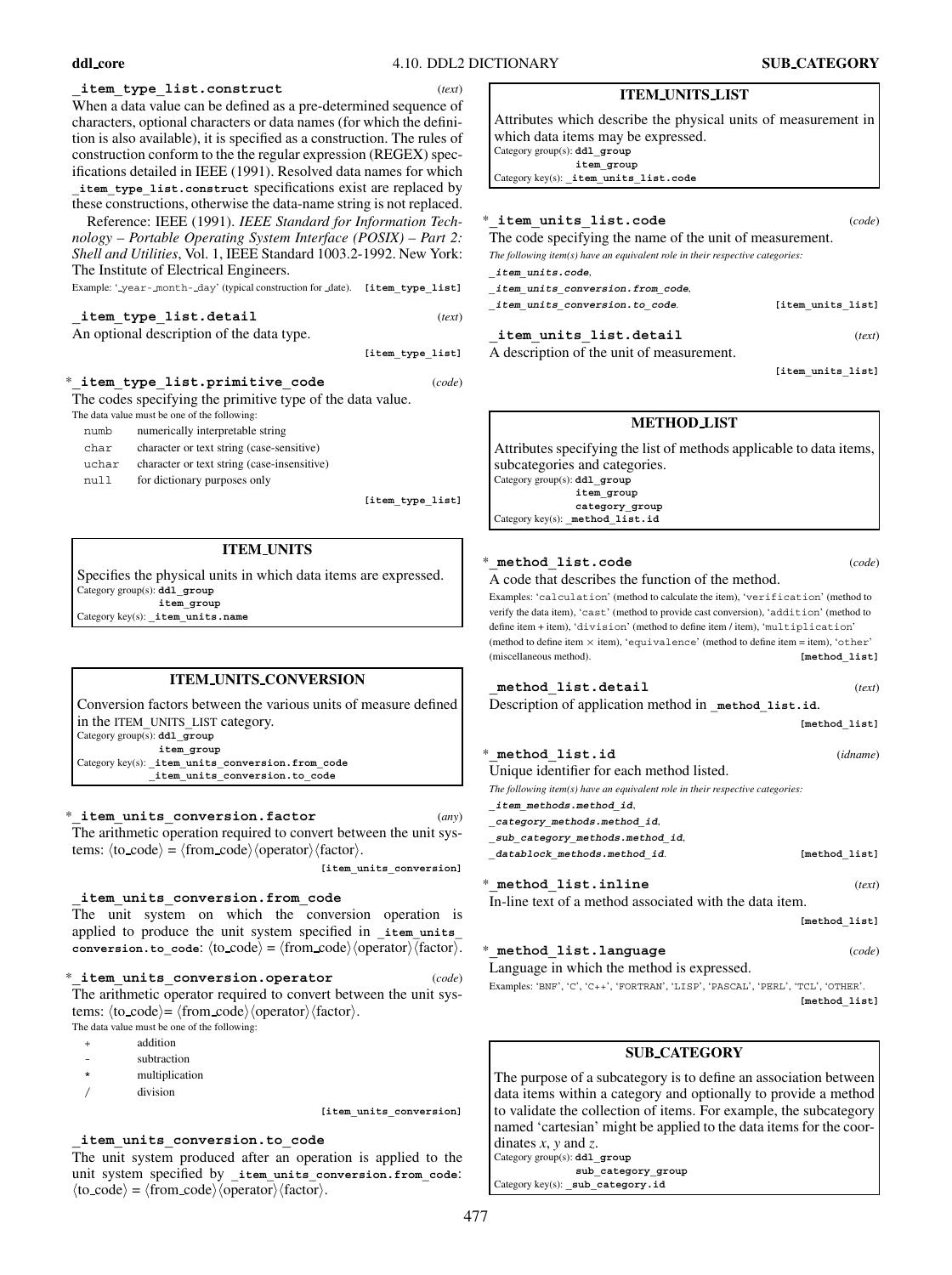**_item_type_list.construct** (*text*)

When a data value can be defined as a pre-determined sequence of characters, optional characters or data names (for which the definition is also available), it is specified as a construction. The rules of construction conform to the the regular expression (REGEX) specifications detailed in IEEE (1991). Resolved data names for which `_item_type_list.construct` specifications exist are replaced by these constructions, otherwise the data-name string is not replaced.

Reference: IEEE (1991). *IEEE Standard for Information Technology – Portable Operating System Interface (POSIX) – Part 2: Shell and Utilities*, Vol. 1, IEEE Standard 1003.2-1992. New York: The Institute of Electrical Engineers.

Example: '_year-_month-_day' (typical construction for _date). **[item_type_list]**

**_item_type_list.detail** (*text*)

An optional description of the data type.

**[item_type_list]**

\***_item_type_list.primitive_code** (*code*)

The codes specifying the primitive type of the data value.

The data value must be one of the following:

| | |
|---|---|
| numb | numerically interpretable string |
| char | character or text string (case-sensitive) |
| uchar | character or text string (case-insensitive) |
| null | for dictionary purposes only |

**[item_type_list]**

## ITEM_UNITS

Specifies the physical units in which data items are expressed.

Category group(s): **ddl_group**
**item_group**

Category key(s): **_item_units.name**

## ITEM_UNITS_CONVERSION

Conversion factors between the various units of measure defined in the ITEM_UNITS_LIST category.

Category group(s): **ddl_group**
**item_group**

Category key(s): **_item_units_conversion.from_code**
**_item_units_conversion.to_code**

\***_item_units_conversion.factor** (*any*)

The arithmetic operation required to convert between the unit systems: ⟨to_code⟩ = ⟨from_code⟩⟨operator⟩⟨factor⟩.

**[item_units_conversion]**

**_item_units_conversion.from_code**

The unit system on which the conversion operation is applied to produce the unit system specified in **_item_units_conversion.to_code**: ⟨to_code⟩ = ⟨from_code⟩⟨operator⟩⟨factor⟩.

\***_item_units_conversion.operator** (*code*)

The arithmetic operator required to convert between the unit systems: ⟨to_code⟩= ⟨from_code⟩⟨operator⟩⟨factor⟩.

The data value must be one of the following:

| | |
|---|---|
| + | addition |
| - | subtraction |
| * | multiplication |
| / | division |

**[item_units_conversion]**

**_item_units_conversion.to_code**

The unit system produced after an operation is applied to the unit system specified by **_item_units_conversion.from_code**: ⟨to_code⟩ = ⟨from_code⟩⟨operator⟩⟨factor⟩.

## ITEM_UNITS_LIST

Attributes which describe the physical units of measurement in which data items may be expressed.

Category group(s): **ddl_group**
**item_group**

Category key(s): **_item_units_list.code**

\***_item_units_list.code** (*code*)

The code specifying the name of the unit of measurement.

*The following item(s) have an equivalent role in their respective categories:*
***_item_units.code***,
***_item_units_conversion.from_code***,
***_item_units_conversion.to_code***. **[item_units_list]**

**_item_units_list.detail** (*text*)

A description of the unit of measurement.

**[item_units_list]**

## METHOD_LIST

Attributes specifying the list of methods applicable to data items, subcategories and categories.

Category group(s): **ddl_group**
**item_group**
**category_group**

Category key(s): **_method_list.id**

\***_method_list.code** (*code*)

A code that describes the function of the method.

Examples: 'calculation' (method to calculate the item), 'verification' (method to verify the data item), 'cast' (method to provide cast conversion), 'addition' (method to define item + item), 'division' (method to define item / item), 'multiplication' (method to define item × item), 'equivalence' (method to define item = item), 'other' (miscellaneous method). **[method_list]**

**_method_list.detail** (*text*)

Description of application method in **_method_list.id**.

**[method_list]**

\***_method_list.id** (*idname*)

Unique identifier for each method listed.

*The following item(s) have an equivalent role in their respective categories:*
***_item_methods.method_id***,
***_category_methods.method_id***,
***_sub_category_methods.method_id***,
***_datablock_methods.method_id***. **[method_list]**

\***_method_list.inline** (*text*)

In-line text of a method associated with the data item.

**[method_list]**

\***_method_list.language** (*code*)

Language in which the method is expressed.

Examples: 'BNF', 'C', 'C++', 'FORTRAN', 'LISP', 'PASCAL', 'PERL', 'TCL', 'OTHER'.

**[method_list]**

## SUB_CATEGORY

The purpose of a subcategory is to define an association between data items within a category and optionally to provide a method to validate the collection of items. For example, the subcategory named 'cartesian' might be applied to the data items for the coordinates *x*, *y* and *z*.

Category group(s): **ddl_group**
**sub_category_group**

Category key(s): **_sub_category.id**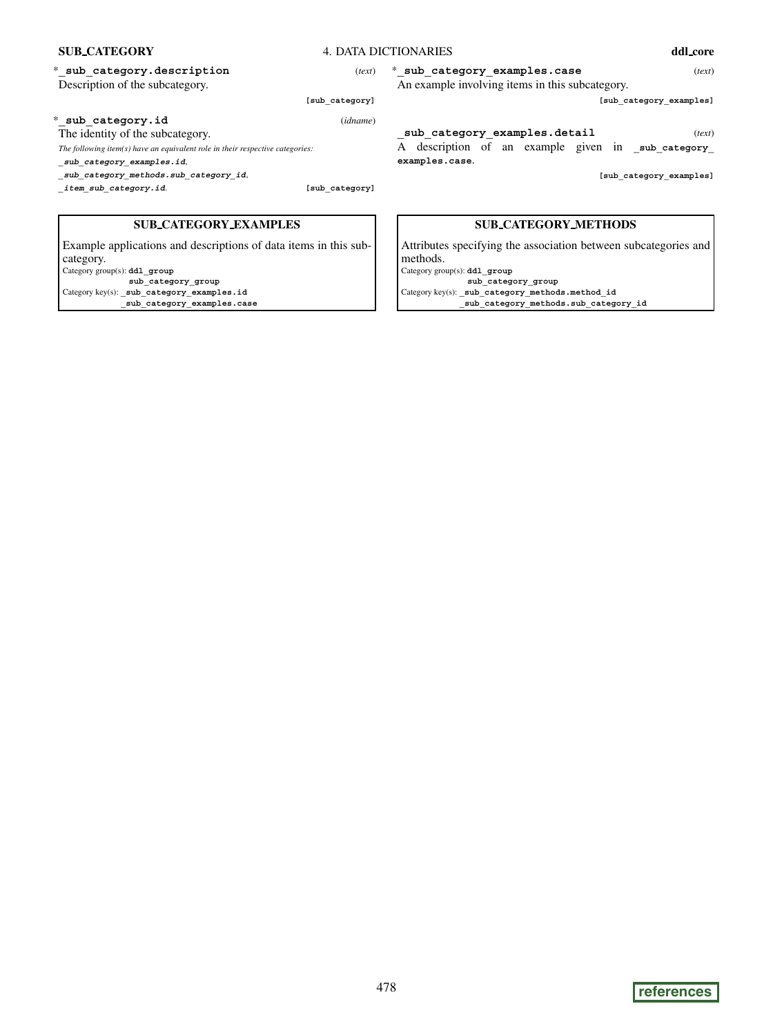\*`_sub_category.description` (*text*)
Description of the subcategory.

**[sub_category]**

\*`_sub_category.id` (*idname*)
The identity of the subcategory.

*The following item(s) have an equivalent role in their respective categories:*
*`_sub_category_examples.id`*,
*`_sub_category_methods.sub_category_id`*,
*`_item_sub_category.id`*.

**[sub_category]**

## SUB_CATEGORY_EXAMPLES

Example applications and descriptions of data items in this subcategory.

Category group(s): **ddl_group**
**sub_category_group**
Category key(s): **_sub_category_examples.id**
**_sub_category_examples.case**

\*`_sub_category_examples.case` (*text*)
An example involving items in this subcategory.

**[sub_category_examples]**

`_sub_category_examples.detail` (*text*)
A description of an example given in **_sub_category_examples.case**.

**[sub_category_examples]**

## SUB_CATEGORY_METHODS

Attributes specifying the association between subcategories and methods.

Category group(s): **ddl_group**
**sub_category_group**
Category key(s): **_sub_category_methods.method_id**
**_sub_category_methods.sub_category_id**